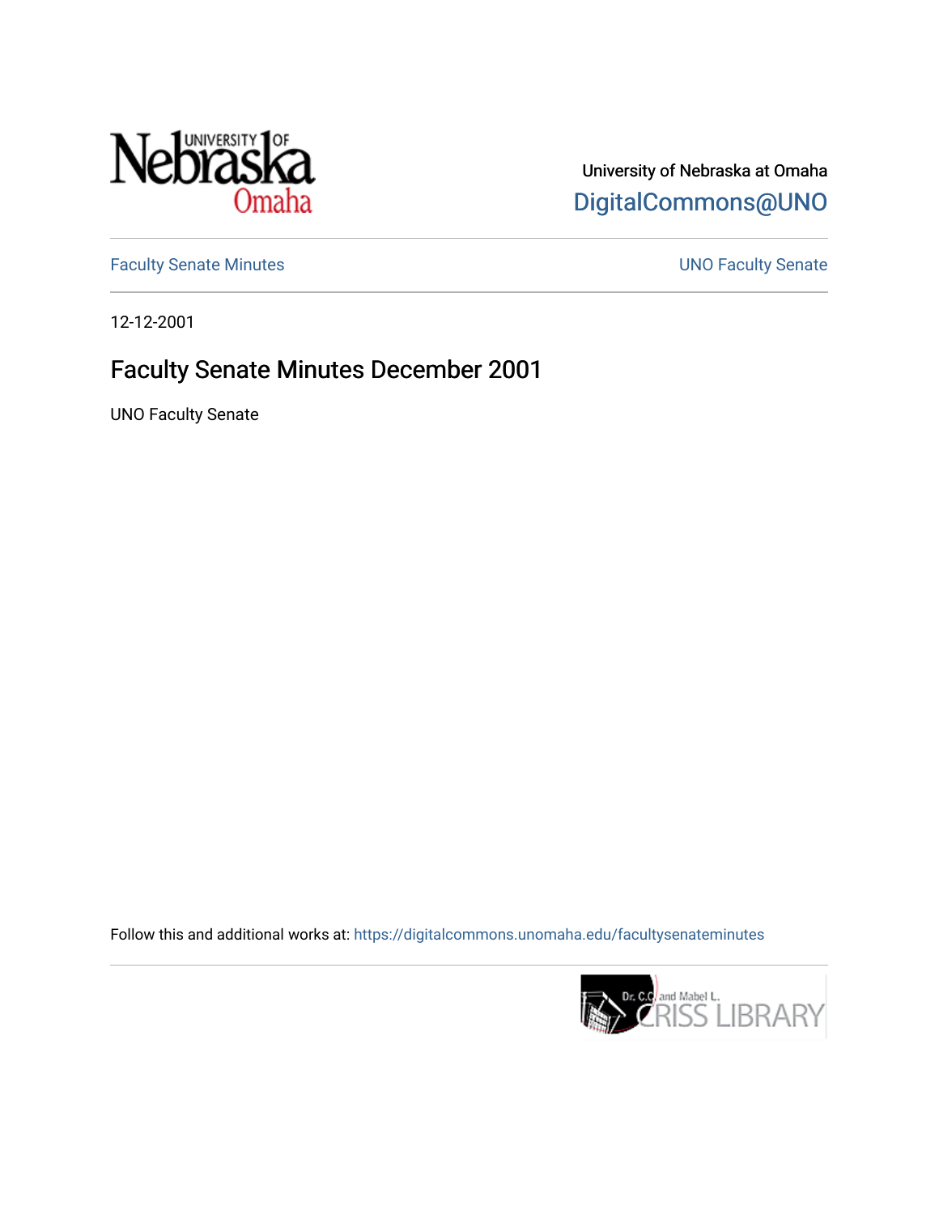University of Nebraska at Omaha

DigitalCommons@UNO

Faculty Senate Minutes

UNO Faculty Senate

12-12-2001

# Faculty Senate Minutes December 2001

UNO Faculty Senate

Follow this and additional works at: https://digitalcommons.unomaha.edu/facultysenateminutes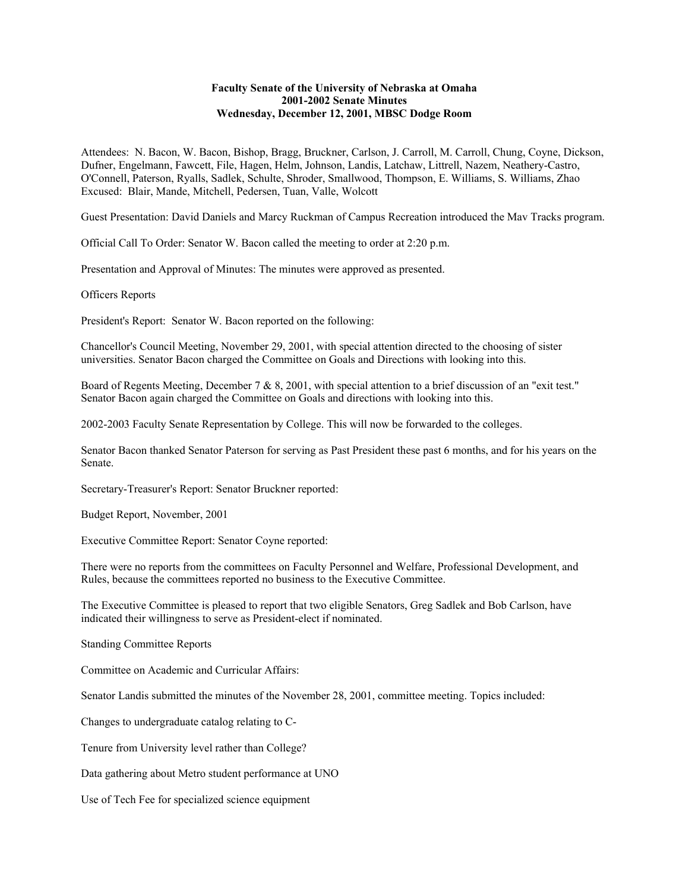**Faculty Senate of the University of Nebraska at Omaha**
**2001-2002 Senate Minutes**
**Wednesday, December 12, 2001, MBSC Dodge Room**

Attendees: N. Bacon, W. Bacon, Bishop, Bragg, Bruckner, Carlson, J. Carroll, M. Carroll, Chung, Coyne, Dickson, Dufner, Engelmann, Fawcett, File, Hagen, Helm, Johnson, Landis, Latchaw, Littrell, Nazem, Neathery-Castro, O'Connell, Paterson, Ryalls, Sadlek, Schulte, Shroder, Smallwood, Thompson, E. Williams, S. Williams, Zhao
Excused: Blair, Mande, Mitchell, Pedersen, Tuan, Valle, Wolcott

Guest Presentation: David Daniels and Marcy Ruckman of Campus Recreation introduced the Mav Tracks program.

Official Call To Order: Senator W. Bacon called the meeting to order at 2:20 p.m.

Presentation and Approval of Minutes: The minutes were approved as presented.

Officers Reports

President's Report: Senator W. Bacon reported on the following:

Chancellor's Council Meeting, November 29, 2001, with special attention directed to the choosing of sister universities. Senator Bacon charged the Committee on Goals and Directions with looking into this.

Board of Regents Meeting, December 7 & 8, 2001, with special attention to a brief discussion of an "exit test." Senator Bacon again charged the Committee on Goals and directions with looking into this.

2002-2003 Faculty Senate Representation by College. This will now be forwarded to the colleges.

Senator Bacon thanked Senator Paterson for serving as Past President these past 6 months, and for his years on the Senate.

Secretary-Treasurer's Report: Senator Bruckner reported:

Budget Report, November, 2001

Executive Committee Report: Senator Coyne reported:

There were no reports from the committees on Faculty Personnel and Welfare, Professional Development, and Rules, because the committees reported no business to the Executive Committee.

The Executive Committee is pleased to report that two eligible Senators, Greg Sadlek and Bob Carlson, have indicated their willingness to serve as President-elect if nominated.

Standing Committee Reports

Committee on Academic and Curricular Affairs:

Senator Landis submitted the minutes of the November 28, 2001, committee meeting. Topics included:

Changes to undergraduate catalog relating to C-

Tenure from University level rather than College?

Data gathering about Metro student performance at UNO

Use of Tech Fee for specialized science equipment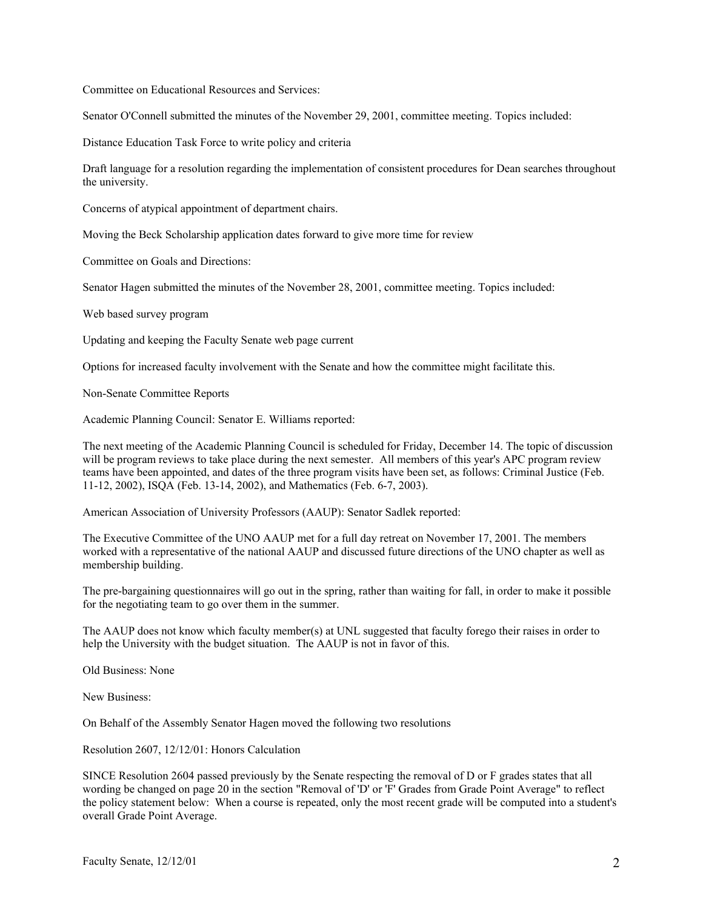Committee on Educational Resources and Services:

Senator O'Connell submitted the minutes of the November 29, 2001, committee meeting. Topics included:

Distance Education Task Force to write policy and criteria

Draft language for a resolution regarding the implementation of consistent procedures for Dean searches throughout the university.

Concerns of atypical appointment of department chairs.

Moving the Beck Scholarship application dates forward to give more time for review

Committee on Goals and Directions:

Senator Hagen submitted the minutes of the November 28, 2001, committee meeting. Topics included:

Web based survey program

Updating and keeping the Faculty Senate web page current

Options for increased faculty involvement with the Senate and how the committee might facilitate this.

Non-Senate Committee Reports

Academic Planning Council: Senator E. Williams reported:

The next meeting of the Academic Planning Council is scheduled for Friday, December 14. The topic of discussion will be program reviews to take place during the next semester. All members of this year's APC program review teams have been appointed, and dates of the three program visits have been set, as follows: Criminal Justice (Feb. 11-12, 2002), ISQA (Feb. 13-14, 2002), and Mathematics (Feb. 6-7, 2003).

American Association of University Professors (AAUP): Senator Sadlek reported:

The Executive Committee of the UNO AAUP met for a full day retreat on November 17, 2001. The members worked with a representative of the national AAUP and discussed future directions of the UNO chapter as well as membership building.

The pre-bargaining questionnaires will go out in the spring, rather than waiting for fall, in order to make it possible for the negotiating team to go over them in the summer.

The AAUP does not know which faculty member(s) at UNL suggested that faculty forego their raises in order to help the University with the budget situation. The AAUP is not in favor of this.

Old Business: None

New Business:

On Behalf of the Assembly Senator Hagen moved the following two resolutions

Resolution 2607, 12/12/01: Honors Calculation

SINCE Resolution 2604 passed previously by the Senate respecting the removal of D or F grades states that all wording be changed on page 20 in the section "Removal of 'D' or 'F' Grades from Grade Point Average" to reflect the policy statement below: When a course is repeated, only the most recent grade will be computed into a student's overall Grade Point Average.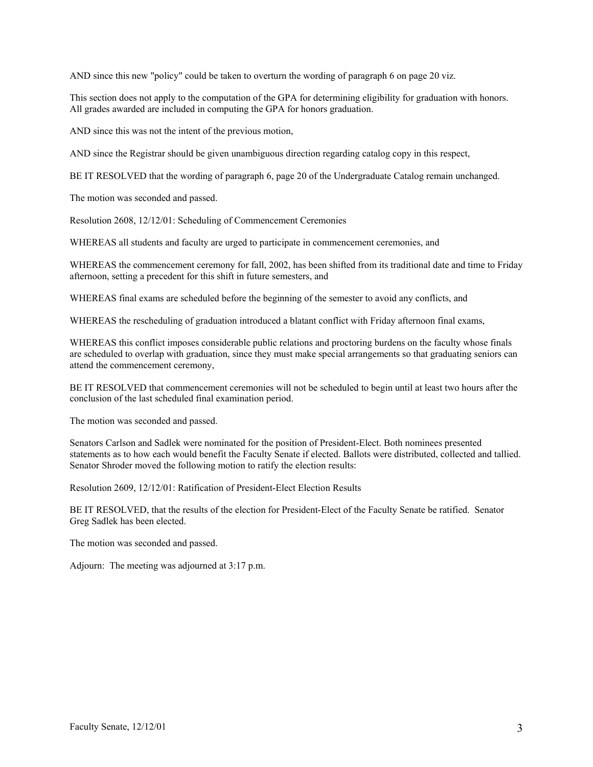AND since this new "policy" could be taken to overturn the wording of paragraph 6 on page 20 viz.

This section does not apply to the computation of the GPA for determining eligibility for graduation with honors. All grades awarded are included in computing the GPA for honors graduation.

AND since this was not the intent of the previous motion,

AND since the Registrar should be given unambiguous direction regarding catalog copy in this respect,

BE IT RESOLVED that the wording of paragraph 6, page 20 of the Undergraduate Catalog remain unchanged.

The motion was seconded and passed.

Resolution 2608, 12/12/01: Scheduling of Commencement Ceremonies

WHEREAS all students and faculty are urged to participate in commencement ceremonies, and

WHEREAS the commencement ceremony for fall, 2002, has been shifted from its traditional date and time to Friday afternoon, setting a precedent for this shift in future semesters, and

WHEREAS final exams are scheduled before the beginning of the semester to avoid any conflicts, and

WHEREAS the rescheduling of graduation introduced a blatant conflict with Friday afternoon final exams,

WHEREAS this conflict imposes considerable public relations and proctoring burdens on the faculty whose finals are scheduled to overlap with graduation, since they must make special arrangements so that graduating seniors can attend the commencement ceremony,

BE IT RESOLVED that commencement ceremonies will not be scheduled to begin until at least two hours after the conclusion of the last scheduled final examination period.

The motion was seconded and passed.

Senators Carlson and Sadlek were nominated for the position of President-Elect. Both nominees presented statements as to how each would benefit the Faculty Senate if elected. Ballots were distributed, collected and tallied. Senator Shroder moved the following motion to ratify the election results:

Resolution 2609, 12/12/01: Ratification of President-Elect Election Results

BE IT RESOLVED, that the results of the election for President-Elect of the Faculty Senate be ratified. Senator Greg Sadlek has been elected.

The motion was seconded and passed.

Adjourn: The meeting was adjourned at 3:17 p.m.